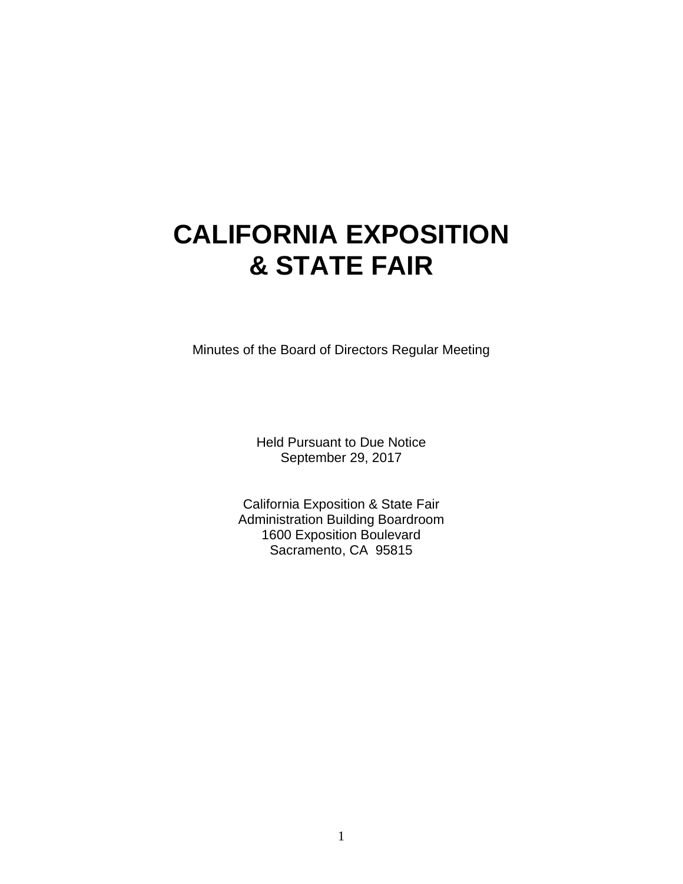# CALIFORNIA EXPOSITION & STATE FAIR

Minutes of the Board of Directors Regular Meeting

Held Pursuant to Due Notice
September 29, 2017

California Exposition & State Fair
Administration Building Boardroom
1600 Exposition Boulevard
Sacramento, CA 95815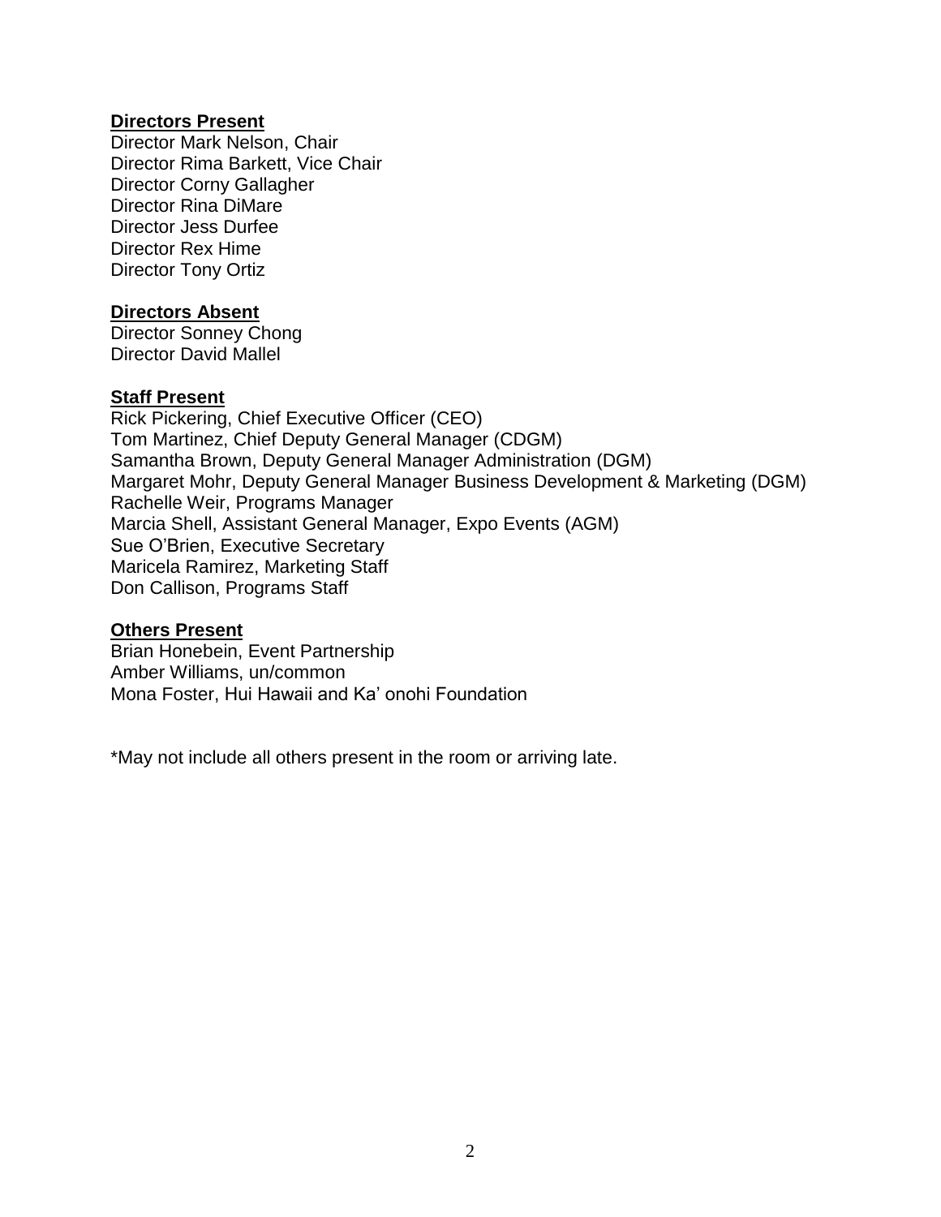**Directors Present**

Director Mark Nelson, Chair
Director Rima Barkett, Vice Chair
Director Corny Gallagher
Director Rina DiMare
Director Jess Durfee
Director Rex Hime
Director Tony Ortiz

**Directors Absent**

Director Sonney Chong
Director David Mallel

**Staff Present**

Rick Pickering, Chief Executive Officer (CEO)
Tom Martinez, Chief Deputy General Manager (CDGM)
Samantha Brown, Deputy General Manager Administration (DGM)
Margaret Mohr, Deputy General Manager Business Development & Marketing (DGM)
Rachelle Weir, Programs Manager
Marcia Shell, Assistant General Manager, Expo Events (AGM)
Sue O'Brien, Executive Secretary
Maricela Ramirez, Marketing Staff
Don Callison, Programs Staff

**Others Present**

Brian Honebein, Event Partnership
Amber Williams, un/common
Mona Foster, Hui Hawaii and Ka' onohi Foundation

*May not include all others present in the room or arriving late.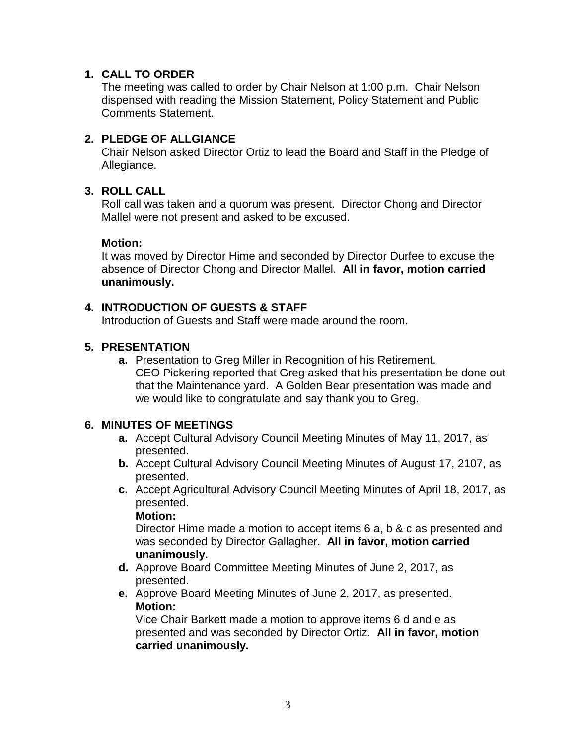1. **CALL TO ORDER**
   The meeting was called to order by Chair Nelson at 1:00 p.m. Chair Nelson dispensed with reading the Mission Statement, Policy Statement and Public Comments Statement.

2. **PLEDGE OF ALLGIANCE**
   Chair Nelson asked Director Ortiz to lead the Board and Staff in the Pledge of Allegiance.

3. **ROLL CALL**
   Roll call was taken and a quorum was present. Director Chong and Director Mallel were not present and asked to be excused.

   **Motion:**
   It was moved by Director Hime and seconded by Director Durfee to excuse the absence of Director Chong and Director Mallel. **All in favor, motion carried unanimously.**

4. **INTRODUCTION OF GUESTS & STAFF**
   Introduction of Guests and Staff were made around the room.

5. **PRESENTATION**
   **a.** Presentation to Greg Miller in Recognition of his Retirement.
   CEO Pickering reported that Greg asked that his presentation be done out that the Maintenance yard. A Golden Bear presentation was made and we would like to congratulate and say thank you to Greg.

6. **MINUTES OF MEETINGS**
   **a.** Accept Cultural Advisory Council Meeting Minutes of May 11, 2017, as presented.
   **b.** Accept Cultural Advisory Council Meeting Minutes of August 17, 2107, as presented.
   **c.** Accept Agricultural Advisory Council Meeting Minutes of April 18, 2017, as presented.
   **Motion:**
   Director Hime made a motion to accept items 6 a, b & c as presented and was seconded by Director Gallagher. **All in favor, motion carried unanimously.**
   **d.** Approve Board Committee Meeting Minutes of June 2, 2017, as presented.
   **e.** Approve Board Meeting Minutes of June 2, 2017, as presented.
   **Motion:**
   Vice Chair Barkett made a motion to approve items 6 d and e as presented and was seconded by Director Ortiz. **All in favor, motion carried unanimously.**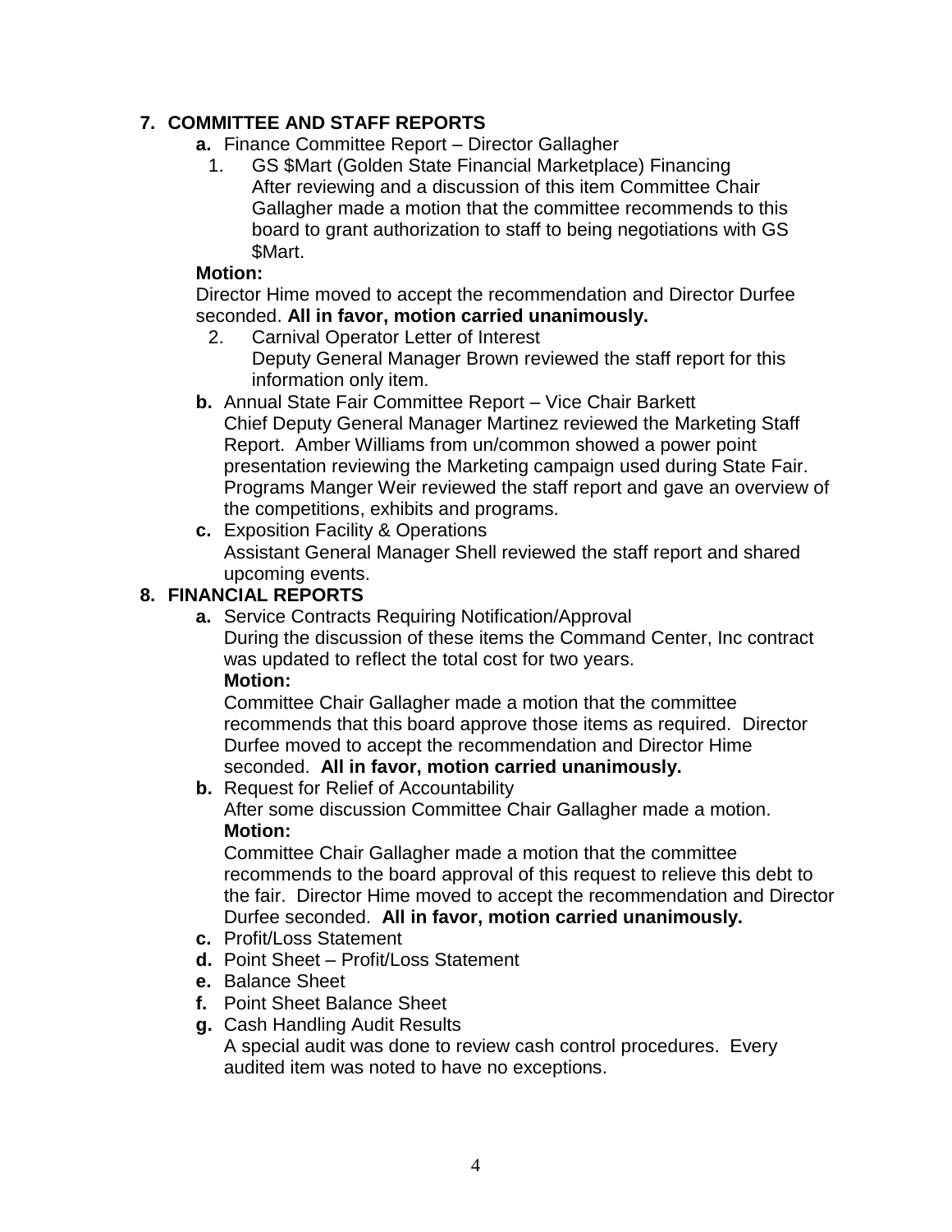## 7. COMMITTEE AND STAFF REPORTS

**a.** Finance Committee Report – Director Gallagher

1. GS $Mart (Golden State Financial Marketplace) Financing
   After reviewing and a discussion of this item Committee Chair Gallagher made a motion that the committee recommends to this board to grant authorization to staff to being negotiations with GS $Mart.

**Motion:**
Director Hime moved to accept the recommendation and Director Durfee seconded. **All in favor, motion carried unanimously.**

2. Carnival Operator Letter of Interest
   Deputy General Manager Brown reviewed the staff report for this information only item.

**b.** Annual State Fair Committee Report – Vice Chair Barkett
Chief Deputy General Manager Martinez reviewed the Marketing Staff Report. Amber Williams from un/common showed a power point presentation reviewing the Marketing campaign used during State Fair. Programs Manger Weir reviewed the staff report and gave an overview of the competitions, exhibits and programs.

**c.** Exposition Facility & Operations
Assistant General Manager Shell reviewed the staff report and shared upcoming events.

## 8. FINANCIAL REPORTS

**a.** Service Contracts Requiring Notification/Approval
During the discussion of these items the Command Center, Inc contract was updated to reflect the total cost for two years.
**Motion:**
Committee Chair Gallagher made a motion that the committee recommends that this board approve those items as required. Director Durfee moved to accept the recommendation and Director Hime seconded. **All in favor, motion carried unanimously.**

**b.** Request for Relief of Accountability
After some discussion Committee Chair Gallagher made a motion.
**Motion:**
Committee Chair Gallagher made a motion that the committee recommends to the board approval of this request to relieve this debt to the fair. Director Hime moved to accept the recommendation and Director Durfee seconded. **All in favor, motion carried unanimously.**

**c.** Profit/Loss Statement

**d.** Point Sheet – Profit/Loss Statement

**e.** Balance Sheet

**f.** Point Sheet Balance Sheet

**g.** Cash Handling Audit Results
A special audit was done to review cash control procedures. Every audited item was noted to have no exceptions.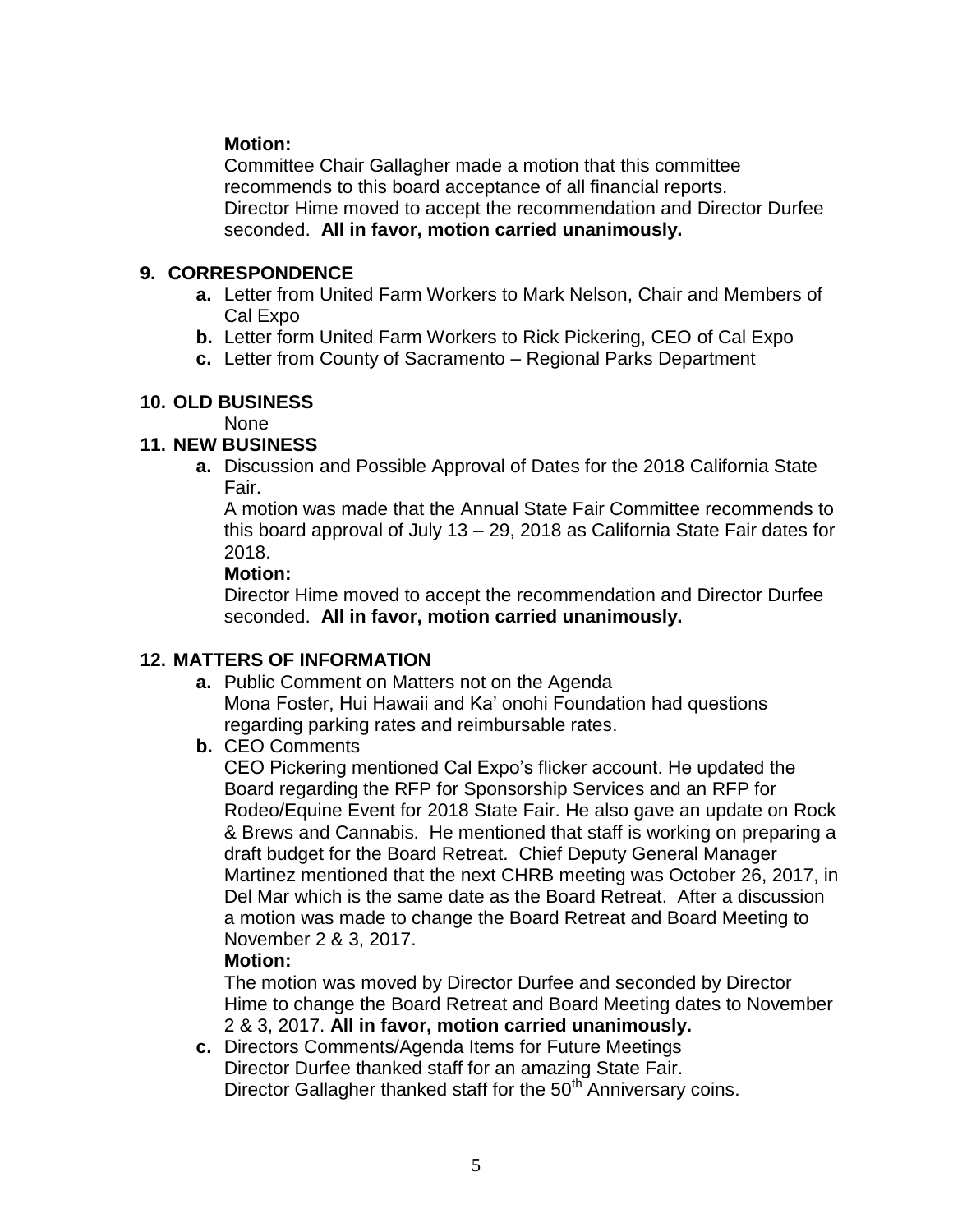**Motion:**
Committee Chair Gallagher made a motion that this committee recommends to this board acceptance of all financial reports.
Director Hime moved to accept the recommendation and Director Durfee seconded. **All in favor, motion carried unanimously.**

## 9. CORRESPONDENCE

- **a.** Letter from United Farm Workers to Mark Nelson, Chair and Members of Cal Expo
- **b.** Letter form United Farm Workers to Rick Pickering, CEO of Cal Expo
- **c.** Letter from County of Sacramento – Regional Parks Department

## 10. OLD BUSINESS

None

## 11. NEW BUSINESS

- **a.** Discussion and Possible Approval of Dates for the 2018 California State Fair.

  A motion was made that the Annual State Fair Committee recommends to this board approval of July 13 – 29, 2018 as California State Fair dates for 2018.

  **Motion:**
  Director Hime moved to accept the recommendation and Director Durfee seconded. **All in favor, motion carried unanimously.**

## 12. MATTERS OF INFORMATION

- **a.** Public Comment on Matters not on the Agenda
  Mona Foster, Hui Hawaii and Ka' onohi Foundation had questions regarding parking rates and reimbursable rates.
- **b.** CEO Comments
  CEO Pickering mentioned Cal Expo's flicker account. He updated the Board regarding the RFP for Sponsorship Services and an RFP for Rodeo/Equine Event for 2018 State Fair. He also gave an update on Rock & Brews and Cannabis. He mentioned that staff is working on preparing a draft budget for the Board Retreat. Chief Deputy General Manager Martinez mentioned that the next CHRB meeting was October 26, 2017, in Del Mar which is the same date as the Board Retreat. After a discussion a motion was made to change the Board Retreat and Board Meeting to November 2 & 3, 2017.

  **Motion:**
  The motion was moved by Director Durfee and seconded by Director Hime to change the Board Retreat and Board Meeting dates to November 2 & 3, 2017. **All in favor, motion carried unanimously.**
- **c.** Directors Comments/Agenda Items for Future Meetings
  Director Durfee thanked staff for an amazing State Fair.
  Director Gallagher thanked staff for the 50th Anniversary coins.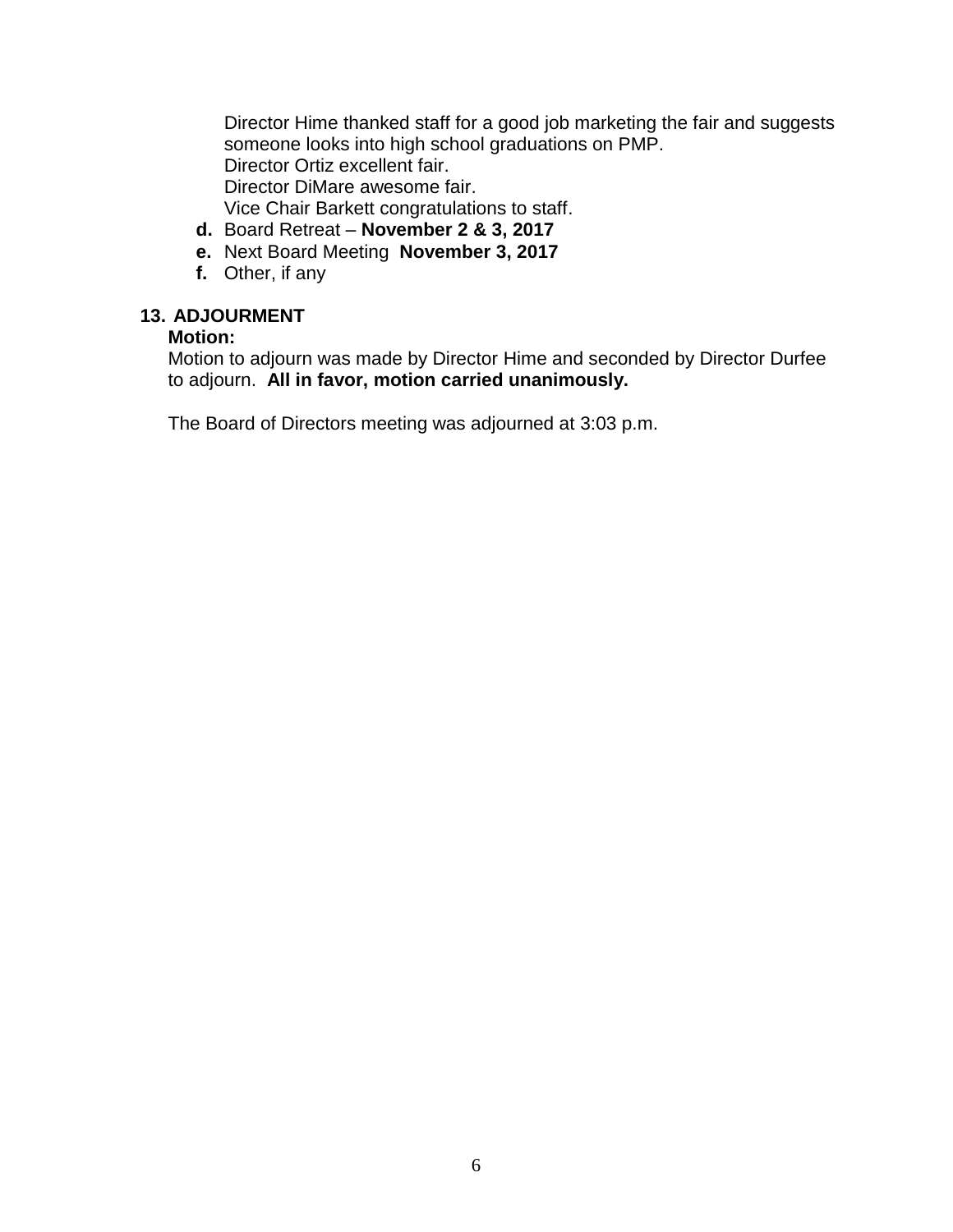Director Hime thanked staff for a good job marketing the fair and suggests someone looks into high school graduations on PMP.
Director Ortiz excellent fair.
Director DiMare awesome fair.
Vice Chair Barkett congratulations to staff.

**d.** Board Retreat – **November 2 & 3, 2017**
**e.** Next Board Meeting **November 3, 2017**
**f.** Other, if any

## 13. ADJOURMENT

**Motion:**
Motion to adjourn was made by Director Hime and seconded by Director Durfee to adjourn. **All in favor, motion carried unanimously.**

The Board of Directors meeting was adjourned at 3:03 p.m.